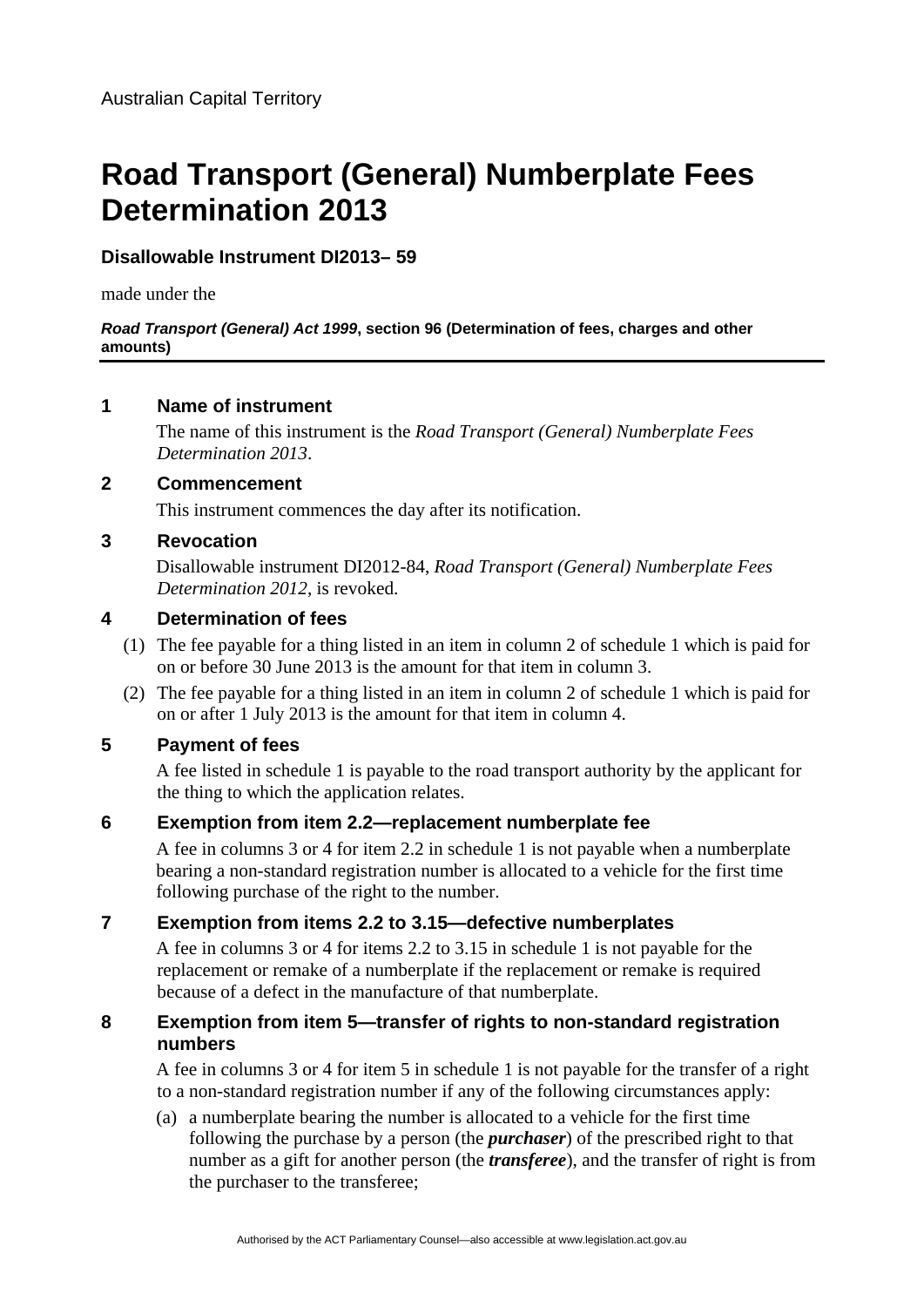Australian Capital Territory

# Road Transport (General) Numberplate Fees Determination 2013

**Disallowable Instrument DI2013– 59**

made under the

***Road Transport (General) Act 1999*, section 96 (Determination of fees, charges and other amounts)**

## 1 Name of instrument

The name of this instrument is the *Road Transport (General) Numberplate Fees Determination 2013*.

## 2 Commencement

This instrument commences the day after its notification.

## 3 Revocation

Disallowable instrument DI2012-84, *Road Transport (General) Numberplate Fees Determination 2012*, is revoked.

## 4 Determination of fees

(1) The fee payable for a thing listed in an item in column 2 of schedule 1 which is paid for on or before 30 June 2013 is the amount for that item in column 3.

(2) The fee payable for a thing listed in an item in column 2 of schedule 1 which is paid for on or after 1 July 2013 is the amount for that item in column 4.

## 5 Payment of fees

A fee listed in schedule 1 is payable to the road transport authority by the applicant for the thing to which the application relates.

## 6 Exemption from item 2.2—replacement numberplate fee

A fee in columns 3 or 4 for item 2.2 in schedule 1 is not payable when a numberplate bearing a non-standard registration number is allocated to a vehicle for the first time following purchase of the right to the number.

## 7 Exemption from items 2.2 to 3.15—defective numberplates

A fee in columns 3 or 4 for items 2.2 to 3.15 in schedule 1 is not payable for the replacement or remake of a numberplate if the replacement or remake is required because of a defect in the manufacture of that numberplate.

## 8 Exemption from item 5—transfer of rights to non-standard registration numbers

A fee in columns 3 or 4 for item 5 in schedule 1 is not payable for the transfer of a right to a non-standard registration number if any of the following circumstances apply:

(a) a numberplate bearing the number is allocated to a vehicle for the first time following the purchase by a person (the ***purchaser***) of the prescribed right to that number as a gift for another person (the ***transferee***), and the transfer of right is from the purchaser to the transferee;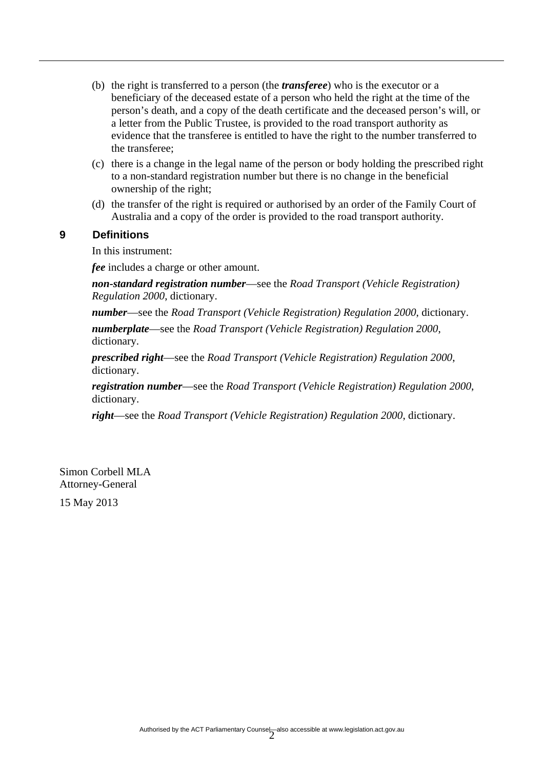(b) the right is transferred to a person (the ***transferee***) who is the executor or a beneficiary of the deceased estate of a person who held the right at the time of the person's death, and a copy of the death certificate and the deceased person's will, or a letter from the Public Trustee, is provided to the road transport authority as evidence that the transferee is entitled to have the right to the number transferred to the transferee;

(c) there is a change in the legal name of the person or body holding the prescribed right to a non-standard registration number but there is no change in the beneficial ownership of the right;

(d) the transfer of the right is required or authorised by an order of the Family Court of Australia and a copy of the order is provided to the road transport authority.

## 9 Definitions

In this instrument:

***fee*** includes a charge or other amount.

***non-standard registration number***—see the *Road Transport (Vehicle Registration) Regulation 2000*, dictionary.

***number***—see the *Road Transport (Vehicle Registration) Regulation 2000*, dictionary.

***numberplate***—see the *Road Transport (Vehicle Registration) Regulation 2000*, dictionary.

***prescribed right***—see the *Road Transport (Vehicle Registration) Regulation 2000*, dictionary.

***registration number***—see the *Road Transport (Vehicle Registration) Regulation 2000*, dictionary.

***right***—see the *Road Transport (Vehicle Registration) Regulation 2000*, dictionary.

Simon Corbell MLA
Attorney-General

15 May 2013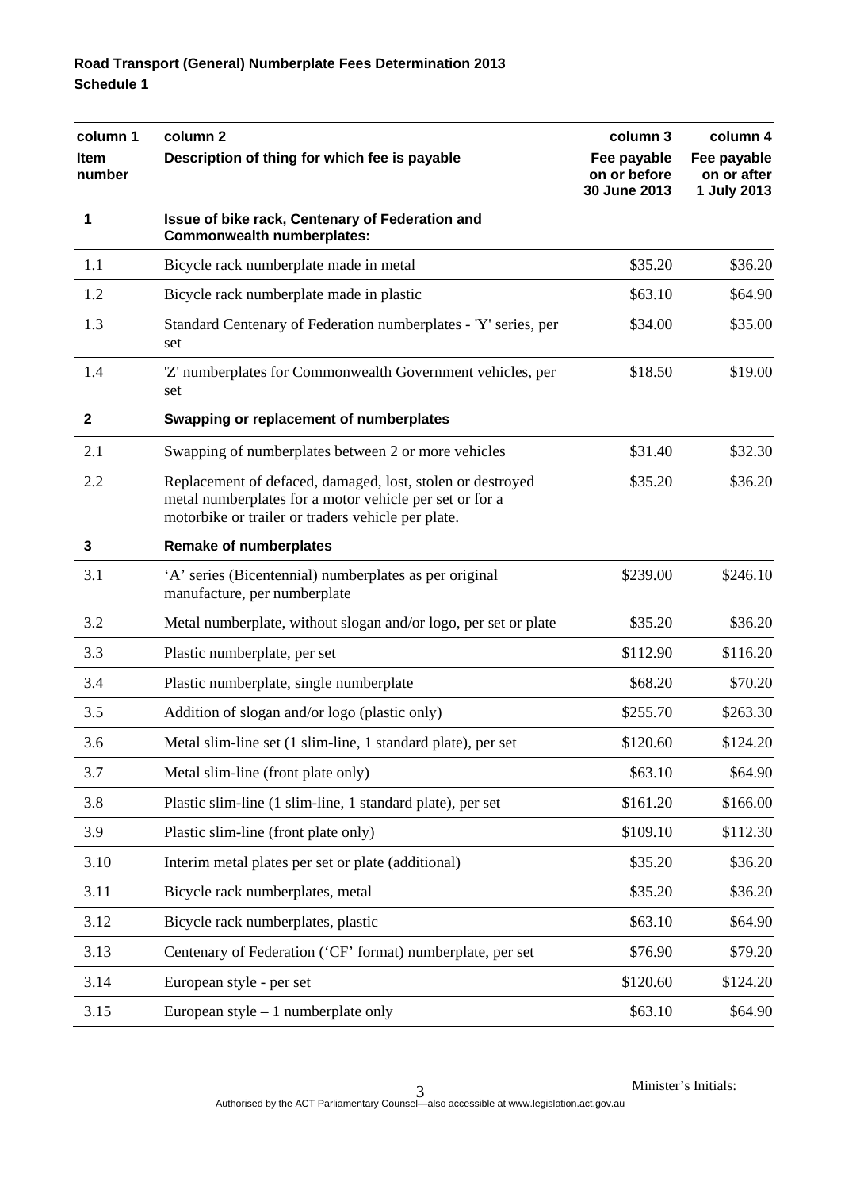| column 1 Item number | column 2 Description of thing for which fee is payable | column 3 Fee payable on or before 30 June 2013 | column 4 Fee payable on or after 1 July 2013 |
|---|---|---|---|
| **1** | **Issue of bike rack, Centenary of Federation and Commonwealth numberplates:** | | |
| 1.1 | Bicycle rack numberplate made in metal | $35.20 | $36.20 |
| 1.2 | Bicycle rack numberplate made in plastic | $63.10 | $64.90 |
| 1.3 | Standard Centenary of Federation numberplates - 'Y' series, per set | $34.00 | $35.00 |
| 1.4 | 'Z' numberplates for Commonwealth Government vehicles, per set | $18.50 | $19.00 |
| **2** | **Swapping or replacement of numberplates** | | |
| 2.1 | Swapping of numberplates between 2 or more vehicles | $31.40 | $32.30 |
| 2.2 | Replacement of defaced, damaged, lost, stolen or destroyed metal numberplates for a motor vehicle per set or for a motorbike or trailer or traders vehicle per plate. | $35.20 | $36.20 |
| **3** | **Remake of numberplates** | | |
| 3.1 | 'A' series (Bicentennial) numberplates as per original manufacture, per numberplate | $239.00 | $246.10 |
| 3.2 | Metal numberplate, without slogan and/or logo, per set or plate | $35.20 | $36.20 |
| 3.3 | Plastic numberplate, per set | $112.90 | $116.20 |
| 3.4 | Plastic numberplate, single numberplate | $68.20 | $70.20 |
| 3.5 | Addition of slogan and/or logo (plastic only) | $255.70 | $263.30 |
| 3.6 | Metal slim-line set (1 slim-line, 1 standard plate), per set | $120.60 | $124.20 |
| 3.7 | Metal slim-line (front plate only) | $63.10 | $64.90 |
| 3.8 | Plastic slim-line (1 slim-line, 1 standard plate), per set | $161.20 | $166.00 |
| 3.9 | Plastic slim-line (front plate only) | $109.10 | $112.30 |
| 3.10 | Interim metal plates per set or plate (additional) | $35.20 | $36.20 |
| 3.11 | Bicycle rack numberplates, metal | $35.20 | $36.20 |
| 3.12 | Bicycle rack numberplates, plastic | $63.10 | $64.90 |
| 3.13 | Centenary of Federation ('CF' format) numberplate, per set | $76.90 | $79.20 |
| 3.14 | European style - per set | $120.60 | $124.20 |
| 3.15 | European style – 1 numberplate only | $63.10 | $64.90 |

Minister's Initials: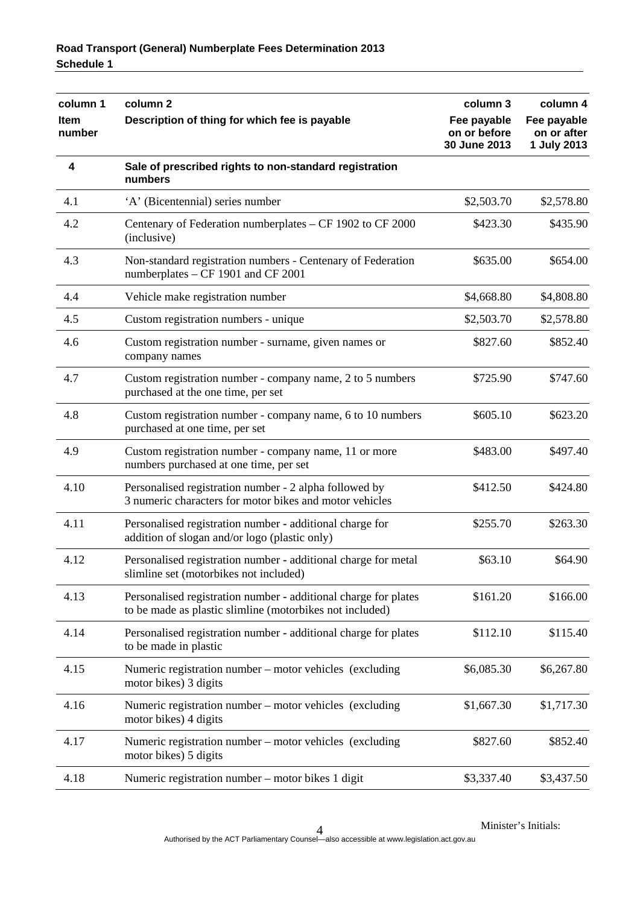| column 1<br>**Item number** | column 2<br>**Description of thing for which fee is payable** | column 3<br>**Fee payable on or before 30 June 2013** | column 4<br>**Fee payable on or after 1 July 2013** |
|---|---|---|---|
| **4** | **Sale of prescribed rights to non-standard registration numbers** | | |
| 4.1 | 'A' (Bicentennial) series number | $2,503.70 | $2,578.80 |
| 4.2 | Centenary of Federation numberplates – CF 1902 to CF 2000 (inclusive) | $423.30 | $435.90 |
| 4.3 | Non-standard registration numbers - Centenary of Federation numberplates – CF 1901 and CF 2001 | $635.00 | $654.00 |
| 4.4 | Vehicle make registration number | $4,668.80 | $4,808.80 |
| 4.5 | Custom registration numbers - unique | $2,503.70 | $2,578.80 |
| 4.6 | Custom registration number - surname, given names or company names | $827.60 | $852.40 |
| 4.7 | Custom registration number - company name, 2 to 5 numbers purchased at the one time, per set | $725.90 | $747.60 |
| 4.8 | Custom registration number - company name, 6 to 10 numbers purchased at one time, per set | $605.10 | $623.20 |
| 4.9 | Custom registration number - company name, 11 or more numbers purchased at one time, per set | $483.00 | $497.40 |
| 4.10 | Personalised registration number - 2 alpha followed by 3 numeric characters for motor bikes and motor vehicles | $412.50 | $424.80 |
| 4.11 | Personalised registration number - additional charge for addition of slogan and/or logo (plastic only) | $255.70 | $263.30 |
| 4.12 | Personalised registration number - additional charge for metal slimline set (motorbikes not included) | $63.10 | $64.90 |
| 4.13 | Personalised registration number - additional charge for plates to be made as plastic slimline (motorbikes not included) | $161.20 | $166.00 |
| 4.14 | Personalised registration number - additional charge for plates to be made in plastic | $112.10 | $115.40 |
| 4.15 | Numeric registration number – motor vehicles (excluding motor bikes) 3 digits | $6,085.30 | $6,267.80 |
| 4.16 | Numeric registration number – motor vehicles (excluding motor bikes) 4 digits | $1,667.30 | $1,717.30 |
| 4.17 | Numeric registration number – motor vehicles (excluding motor bikes) 5 digits | $827.60 | $852.40 |
| 4.18 | Numeric registration number – motor bikes 1 digit | $3,337.40 | $3,437.50 |

Minister's Initials: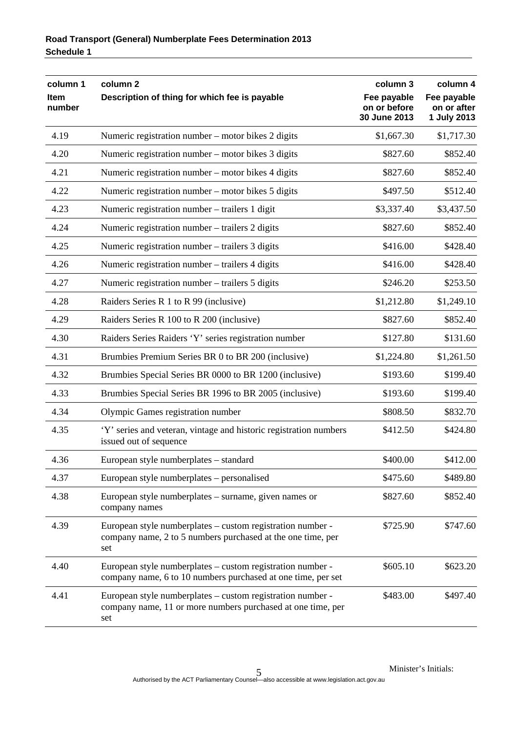| column 1<br>Item number | column 2<br>Description of thing for which fee is payable | column 3<br>Fee payable on or before 30 June 2013 | column 4<br>Fee payable on or after 1 July 2013 |
|---|---|---|---|
| 4.19 | Numeric registration number – motor bikes 2 digits | $1,667.30 | $1,717.30 |
| 4.20 | Numeric registration number – motor bikes 3 digits | $827.60 | $852.40 |
| 4.21 | Numeric registration number – motor bikes 4 digits | $827.60 | $852.40 |
| 4.22 | Numeric registration number – motor bikes 5 digits | $497.50 | $512.40 |
| 4.23 | Numeric registration number – trailers 1 digit | $3,337.40 | $3,437.50 |
| 4.24 | Numeric registration number – trailers 2 digits | $827.60 | $852.40 |
| 4.25 | Numeric registration number – trailers 3 digits | $416.00 | $428.40 |
| 4.26 | Numeric registration number – trailers 4 digits | $416.00 | $428.40 |
| 4.27 | Numeric registration number – trailers 5 digits | $246.20 | $253.50 |
| 4.28 | Raiders Series R 1 to R 99 (inclusive) | $1,212.80 | $1,249.10 |
| 4.29 | Raiders Series R 100 to R 200 (inclusive) | $827.60 | $852.40 |
| 4.30 | Raiders Series Raiders 'Y' series registration number | $127.80 | $131.60 |
| 4.31 | Brumbies Premium Series BR 0 to BR 200 (inclusive) | $1,224.80 | $1,261.50 |
| 4.32 | Brumbies Special Series BR 0000 to BR 1200 (inclusive) | $193.60 | $199.40 |
| 4.33 | Brumbies Special Series BR 1996 to BR 2005 (inclusive) | $193.60 | $199.40 |
| 4.34 | Olympic Games registration number | $808.50 | $832.70 |
| 4.35 | 'Y' series and veteran, vintage and historic registration numbers issued out of sequence | $412.50 | $424.80 |
| 4.36 | European style numberplates – standard | $400.00 | $412.00 |
| 4.37 | European style numberplates – personalised | $475.60 | $489.80 |
| 4.38 | European style numberplates – surname, given names or company names | $827.60 | $852.40 |
| 4.39 | European style numberplates – custom registration number - company name, 2 to 5 numbers purchased at the one time, per set | $725.90 | $747.60 |
| 4.40 | European style numberplates – custom registration number - company name, 6 to 10 numbers purchased at one time, per set | $605.10 | $623.20 |
| 4.41 | European style numberplates – custom registration number - company name, 11 or more numbers purchased at one time, per set | $483.00 | $497.40 |

Minister's Initials: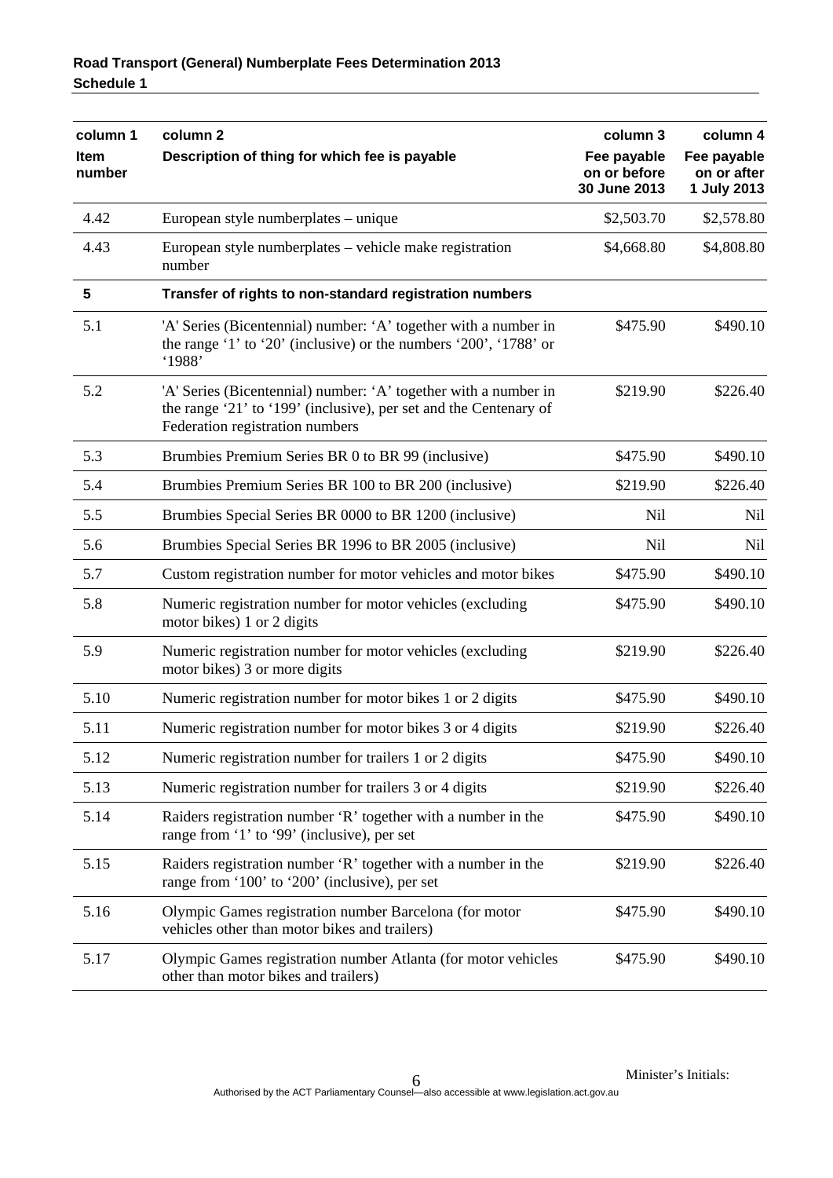| column 1<br>**Item number** | column 2<br>**Description of thing for which fee is payable** | column 3<br>**Fee payable on or before 30 June 2013** | column 4<br>**Fee payable on or after 1 July 2013** |
|---|---|---|---|
| 4.42 | European style numberplates – unique | $2,503.70 | $2,578.80 |
| 4.43 | European style numberplates – vehicle make registration number | $4,668.80 | $4,808.80 |
| **5** | **Transfer of rights to non-standard registration numbers** | | |
| 5.1 | 'A' Series (Bicentennial) number: 'A' together with a number in the range '1' to '20' (inclusive) or the numbers '200', '1788' or '1988' | $475.90 | $490.10 |
| 5.2 | 'A' Series (Bicentennial) number: 'A' together with a number in the range '21' to '199' (inclusive), per set and the Centenary of Federation registration numbers | $219.90 | $226.40 |
| 5.3 | Brumbies Premium Series BR 0 to BR 99 (inclusive) | $475.90 | $490.10 |
| 5.4 | Brumbies Premium Series BR 100 to BR 200 (inclusive) | $219.90 | $226.40 |
| 5.5 | Brumbies Special Series BR 0000 to BR 1200 (inclusive) | Nil | Nil |
| 5.6 | Brumbies Special Series BR 1996 to BR 2005 (inclusive) | Nil | Nil |
| 5.7 | Custom registration number for motor vehicles and motor bikes | $475.90 | $490.10 |
| 5.8 | Numeric registration number for motor vehicles (excluding motor bikes) 1 or 2 digits | $475.90 | $490.10 |
| 5.9 | Numeric registration number for motor vehicles (excluding motor bikes) 3 or more digits | $219.90 | $226.40 |
| 5.10 | Numeric registration number for motor bikes 1 or 2 digits | $475.90 | $490.10 |
| 5.11 | Numeric registration number for motor bikes 3 or 4 digits | $219.90 | $226.40 |
| 5.12 | Numeric registration number for trailers 1 or 2 digits | $475.90 | $490.10 |
| 5.13 | Numeric registration number for trailers 3 or 4 digits | $219.90 | $226.40 |
| 5.14 | Raiders registration number 'R' together with a number in the range from '1' to '99' (inclusive), per set | $475.90 | $490.10 |
| 5.15 | Raiders registration number 'R' together with a number in the range from '100' to '200' (inclusive), per set | $219.90 | $226.40 |
| 5.16 | Olympic Games registration number Barcelona (for motor vehicles other than motor bikes and trailers) | $475.90 | $490.10 |
| 5.17 | Olympic Games registration number Atlanta (for motor vehicles other than motor bikes and trailers) | $475.90 | $490.10 |

Minister's Initials: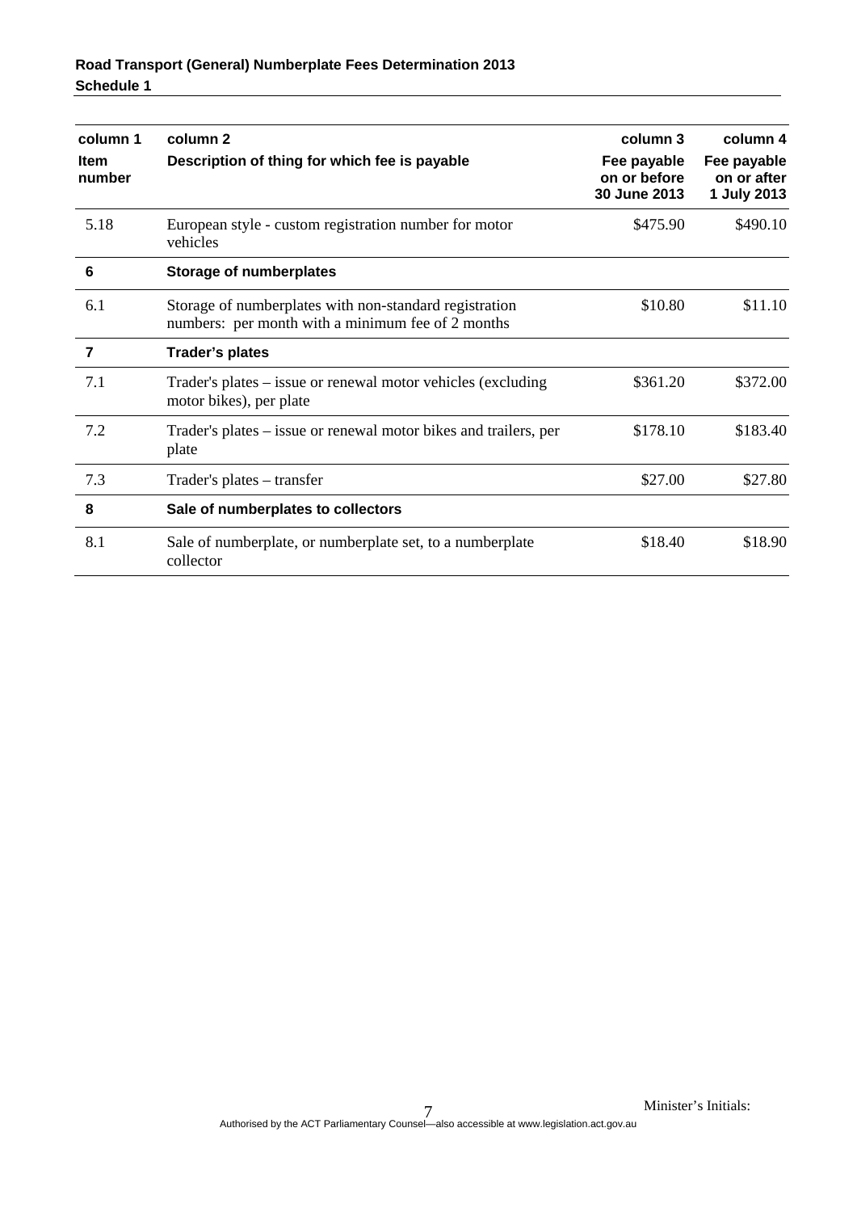| column 1<br>Item number | column 2<br>Description of thing for which fee is payable | column 3<br>Fee payable on or before 30 June 2013 | column 4<br>Fee payable on or after 1 July 2013 |
|---|---|---|---|
| 5.18 | European style - custom registration number for motor vehicles | $475.90 | $490.10 |
| **6** | **Storage of numberplates** | | |
| 6.1 | Storage of numberplates with non-standard registration numbers: per month with a minimum fee of 2 months | $10.80 | $11.10 |
| **7** | **Trader's plates** | | |
| 7.1 | Trader's plates – issue or renewal motor vehicles (excluding motor bikes), per plate | $361.20 | $372.00 |
| 7.2 | Trader's plates – issue or renewal motor bikes and trailers, per plate | $178.10 | $183.40 |
| 7.3 | Trader's plates – transfer | $27.00 | $27.80 |
| **8** | **Sale of numberplates to collectors** | | |
| 8.1 | Sale of numberplate, or numberplate set, to a numberplate collector | $18.40 | $18.90 |

Minister's Initials: